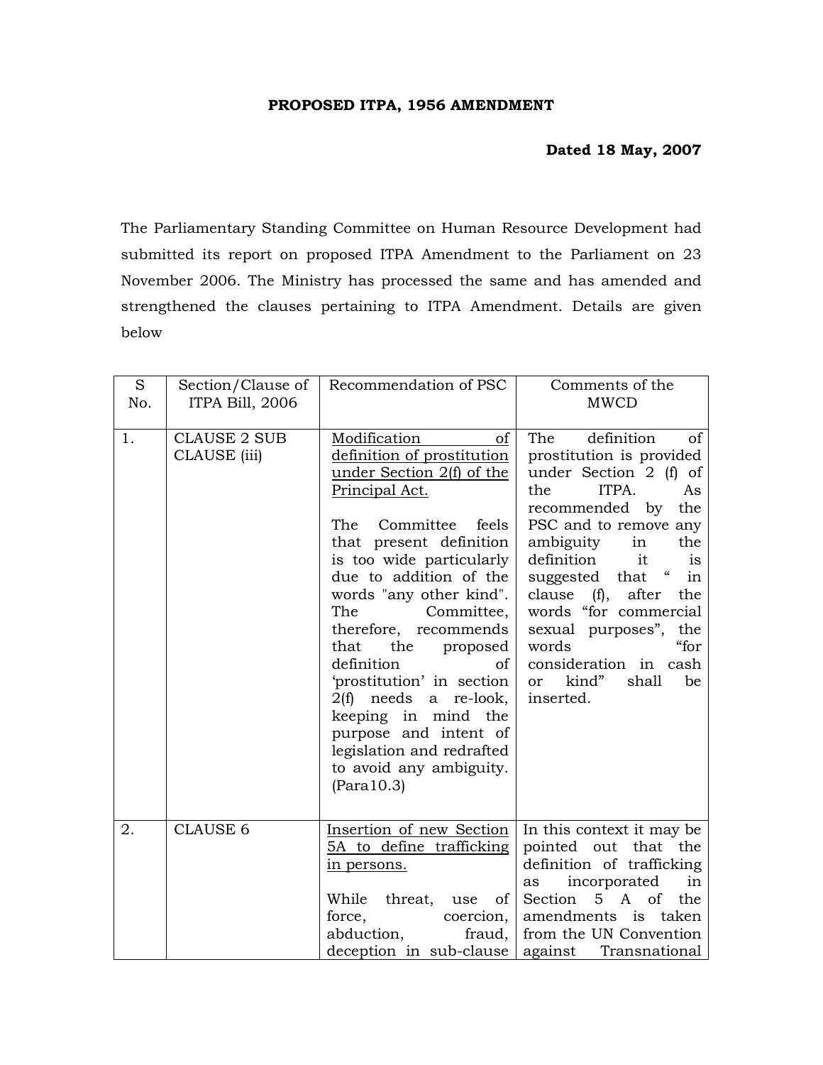**PROPOSED ITPA, 1956 AMENDMENT**

**Dated 18 May, 2007**

The Parliamentary Standing Committee on Human Resource Development had submitted its report on proposed ITPA Amendment to the Parliament on 23 November 2006. The Ministry has processed the same and has amended and strengthened the clauses pertaining to ITPA Amendment. Details are given below

| S No. | Section/Clause of ITPA Bill, 2006 | Recommendation of PSC | Comments of the MWCD |
|---|---|---|---|
| 1. | CLAUSE 2 SUB CLAUSE (iii) | <u>Modification of definition of prostitution under Section 2(f) of the Principal Act.</u><br><br>The Committee feels that present definition is too wide particularly due to addition of the words "any other kind". The Committee, therefore, recommends that the proposed definition of 'prostitution' in section 2(f) needs a re-look, keeping in mind the purpose and intent of legislation and redrafted to avoid any ambiguity. (Para10.3) | The definition of prostitution is provided under Section 2 (f) of the ITPA. As recommended by the PSC and to remove any ambiguity in the definition it is suggested that " in clause (f), after the words "for commercial sexual purposes", the words "for consideration in cash or kind" shall be inserted. |
| 2. | CLAUSE 6 | <u>Insertion of new Section 5A to define trafficking in persons.</u><br><br>While threat, use of force, coercion, abduction, fraud, deception in sub-clause | In this context it may be pointed out that the definition of trafficking as incorporated in Section 5 A of the amendments is taken from the UN Convention against Transnational |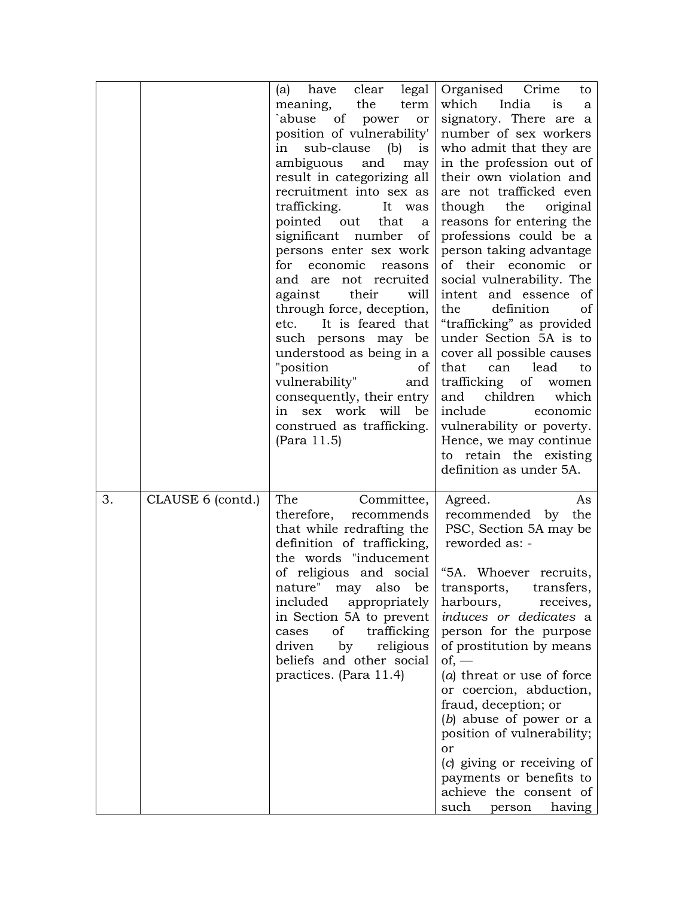| | | | |
|---|---|---|---|
| | | (a) have clear legal meaning, the term `abuse of power or position of vulnerability' in sub-clause (b) is ambiguous and may result in categorizing all recruitment into sex as trafficking. It was pointed out that a significant number of persons enter sex work for economic reasons and are not recruited against their will through force, deception, etc. It is feared that such persons may be understood as being in a "position of vulnerability" and consequently, their entry in sex work will be construed as trafficking. (Para 11.5) | Organised Crime to which India is a signatory. There are a number of sex workers who admit that they are in the profession out of their own violation and are not trafficked even though the original reasons for entering the professions could be a person taking advantage of their economic or social vulnerability. The intent and essence of the definition of "trafficking" as provided under Section 5A is to cover all possible causes that can lead to trafficking of women and children which include economic vulnerability or poverty. Hence, we may continue to retain the existing definition as under 5A. |
| 3. | CLAUSE 6 (contd.) | The Committee, therefore, recommends that while redrafting the definition of trafficking, the words "inducement of religious and social nature" may also be included appropriately in Section 5A to prevent cases of trafficking driven by religious beliefs and other social practices. (Para 11.4) | Agreed. As recommended by the PSC, Section 5A may be reworded as: -<br><br>"5A. Whoever recruits, transports, transfers, harbours, receives, *induces or dedicates* a person for the purpose of prostitution by means of, —<br>(*a*) threat or use of force or coercion, abduction, fraud, deception; or<br>(*b*) abuse of power or a position of vulnerability; or<br>(*c*) giving or receiving of payments or benefits to achieve the consent of such person having |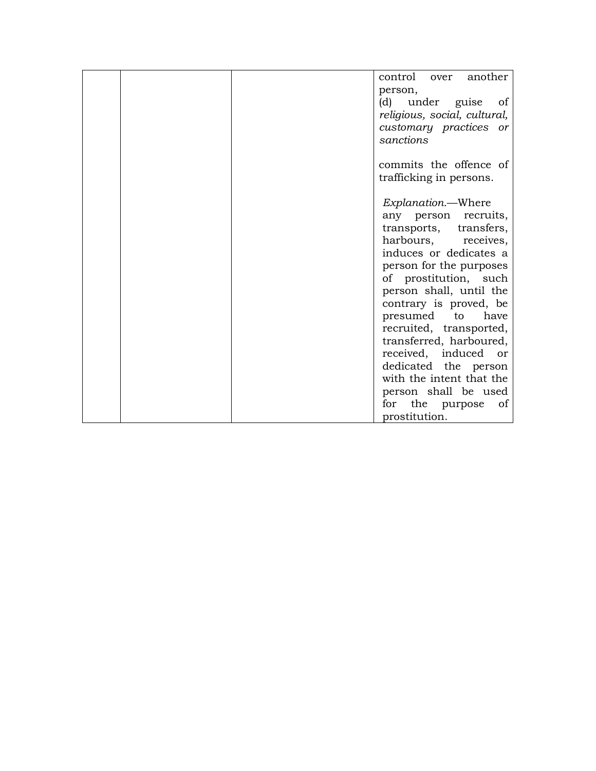| | | | control over another person,<br>(d) under guise of *religious, social, cultural, customary practices or sanctions*<br><br>commits the offence of trafficking in persons.<br><br>*Explanation.*—Where any person recruits, transports, transfers, harbours, receives, induces or dedicates a person for the purposes of prostitution, such person shall, until the contrary is proved, be presumed to have recruited, transported, transferred, harboured, received, induced or dedicated the person with the intent that the person shall be used for the purpose of prostitution. |
|---|---|---|---|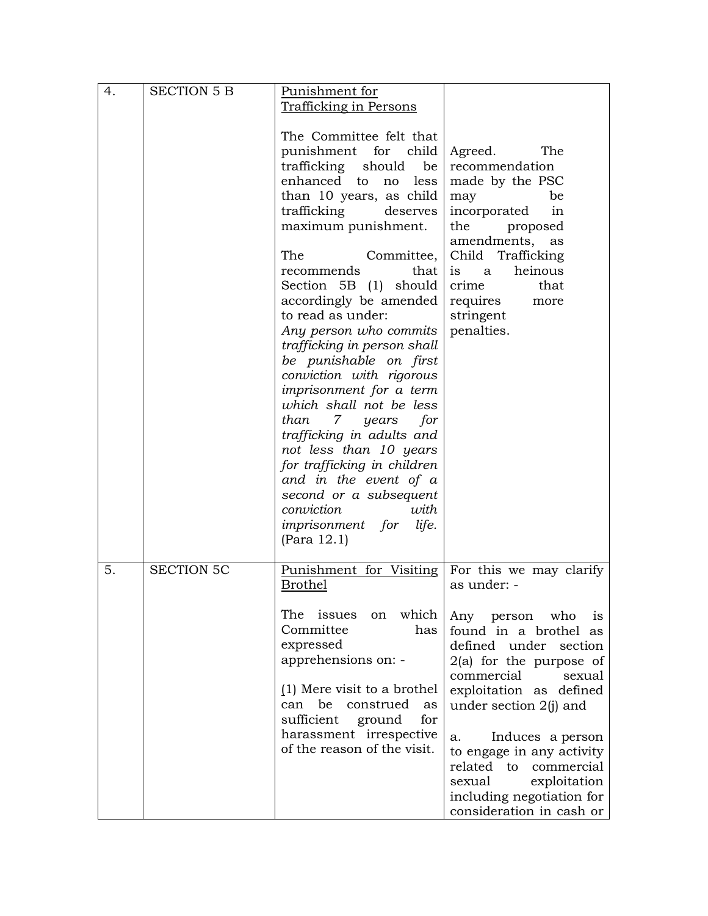| 4. | SECTION 5 B | <u>Punishment for Trafficking in Persons</u><br><br>The Committee felt that punishment for child trafficking should be enhanced to no less than 10 years, as child trafficking deserves maximum punishment.<br><br>The Committee, recommends that Section 5B (1) should accordingly be amended to read as under:<br>*Any person who commits trafficking in person shall be punishable on first conviction with rigorous imprisonment for a term which shall not be less than 7 years for trafficking in adults and not less than 10 years for trafficking in children and in the event of a second or a subsequent conviction with imprisonment for life.* (Para 12.1) | Agreed. The recommendation made by the PSC may be incorporated in the proposed amendments, as Child Trafficking is a heinous crime that requires more stringent penalties. |
|---|---|---|---|
| 5. | SECTION 5C | <u>Punishment for Visiting Brothel</u><br><br>The issues on which Committee has expressed apprehensions on: -<br><br>(1) Mere visit to a brothel can be construed as sufficient ground for harassment irrespective of the reason of the visit. | For this we may clarify as under: -<br><br>Any person who is found in a brothel as defined under section 2(a) for the purpose of commercial sexual exploitation as defined under section 2(j) and<br><br>a. Induces a person to engage in any activity related to commercial sexual exploitation including negotiation for consideration in cash or |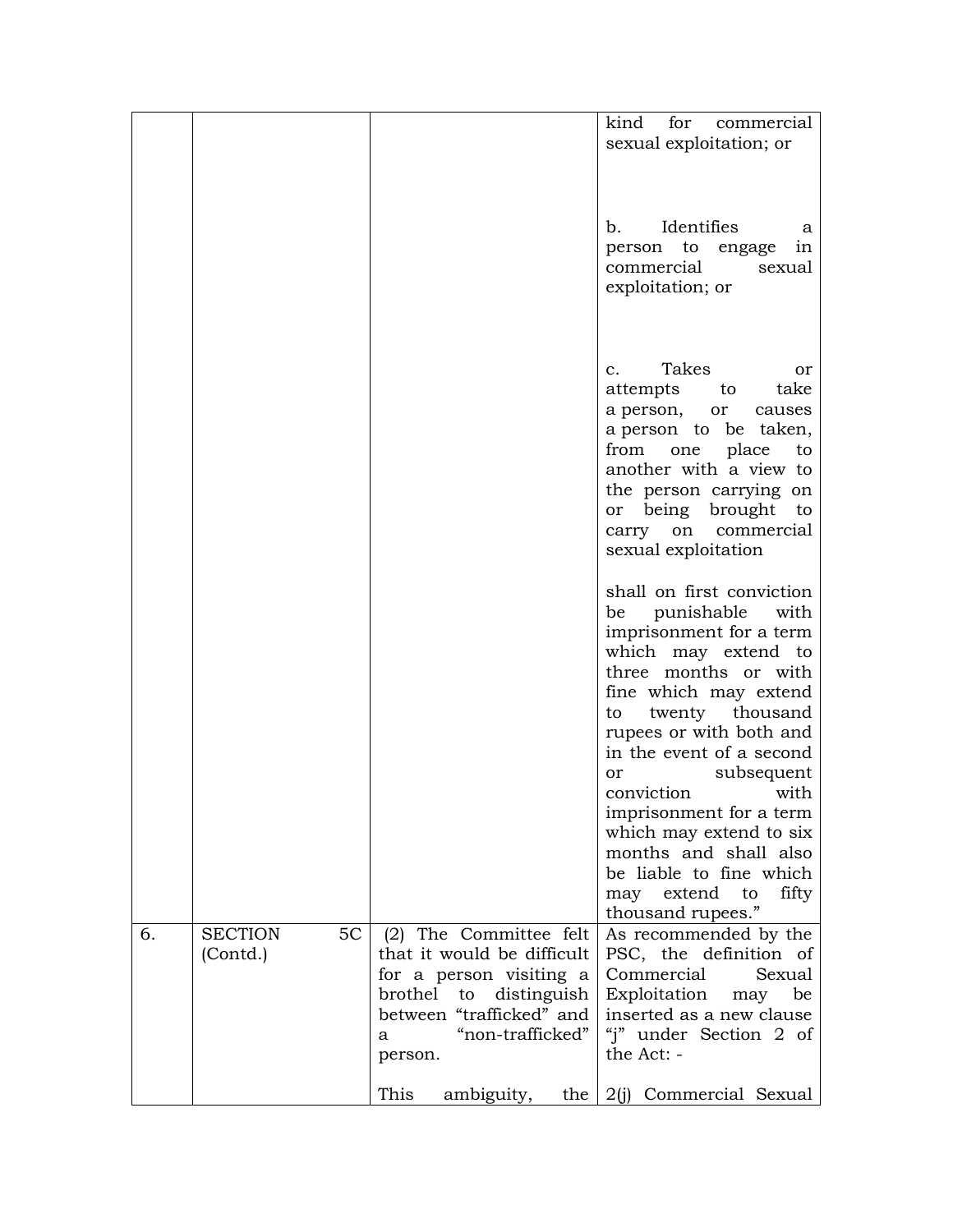| | | | |
|---|---|---|---|
| | | | kind for commercial sexual exploitation; or<br><br>b. Identifies a person to engage in commercial sexual exploitation; or<br><br>c. Takes or attempts to take a person, or causes a person to be taken, from one place to another with a view to the person carrying on or being brought to carry on commercial sexual exploitation<br><br>shall on first conviction be punishable with imprisonment for a term which may extend to three months or with fine which may extend to twenty thousand rupees or with both and in the event of a second or subsequent conviction with imprisonment for a term which may extend to six months and shall also be liable to fine which may extend to fifty thousand rupees." |
| 6. | SECTION 5C (Contd.) | (2) The Committee felt that it would be difficult for a person visiting a brothel to distinguish between "trafficked" and a "non-trafficked" person.<br><br>This ambiguity, the | As recommended by the PSC, the definition of Commercial Sexual Exploitation may be inserted as a new clause "j" under Section 2 of the Act: -<br><br>2(j) Commercial Sexual |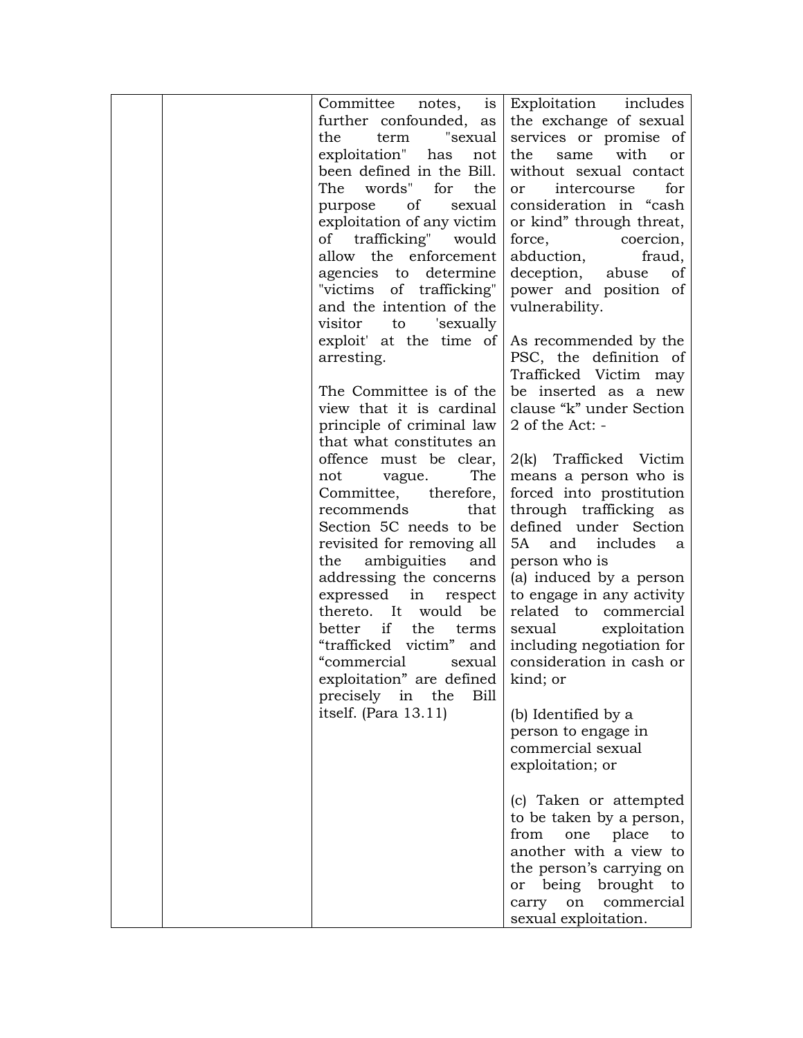| | | | |
|---|---|---|---|
| | | Committee notes, is further confounded, as the term "sexual exploitation" has not been defined in the Bill. The words" for the purpose of sexual exploitation of any victim of trafficking" would allow the enforcement agencies to determine "victims of trafficking" and the intention of the visitor to 'sexually exploit' at the time of arresting.<br><br>The Committee is of the view that it is cardinal principle of criminal law that what constitutes an offence must be clear, not vague. The Committee, therefore, recommends that Section 5C needs to be revisited for removing all the ambiguities and addressing the concerns expressed in respect thereto. It would be better if the terms "trafficked victim" and "commercial sexual exploitation" are defined precisely in the Bill itself. (Para 13.11) | Exploitation includes the exchange of sexual services or promise of the same with or without sexual contact or intercourse for consideration in "cash or kind" through threat, force, coercion, abduction, fraud, deception, abuse of power and position of vulnerability.<br><br>As recommended by the PSC, the definition of Trafficked Victim may be inserted as a new clause "k" under Section 2 of the Act: -<br><br>2(k) Trafficked Victim means a person who is forced into prostitution through trafficking as defined under Section 5A and includes a person who is<br>(a) induced by a person to engage in any activity related to commercial sexual exploitation including negotiation for consideration in cash or kind; or<br><br>(b) Identified by a person to engage in commercial sexual exploitation; or<br><br>(c) Taken or attempted to be taken by a person, from one place to another with a view to the person's carrying on or being brought to carry on commercial sexual exploitation. |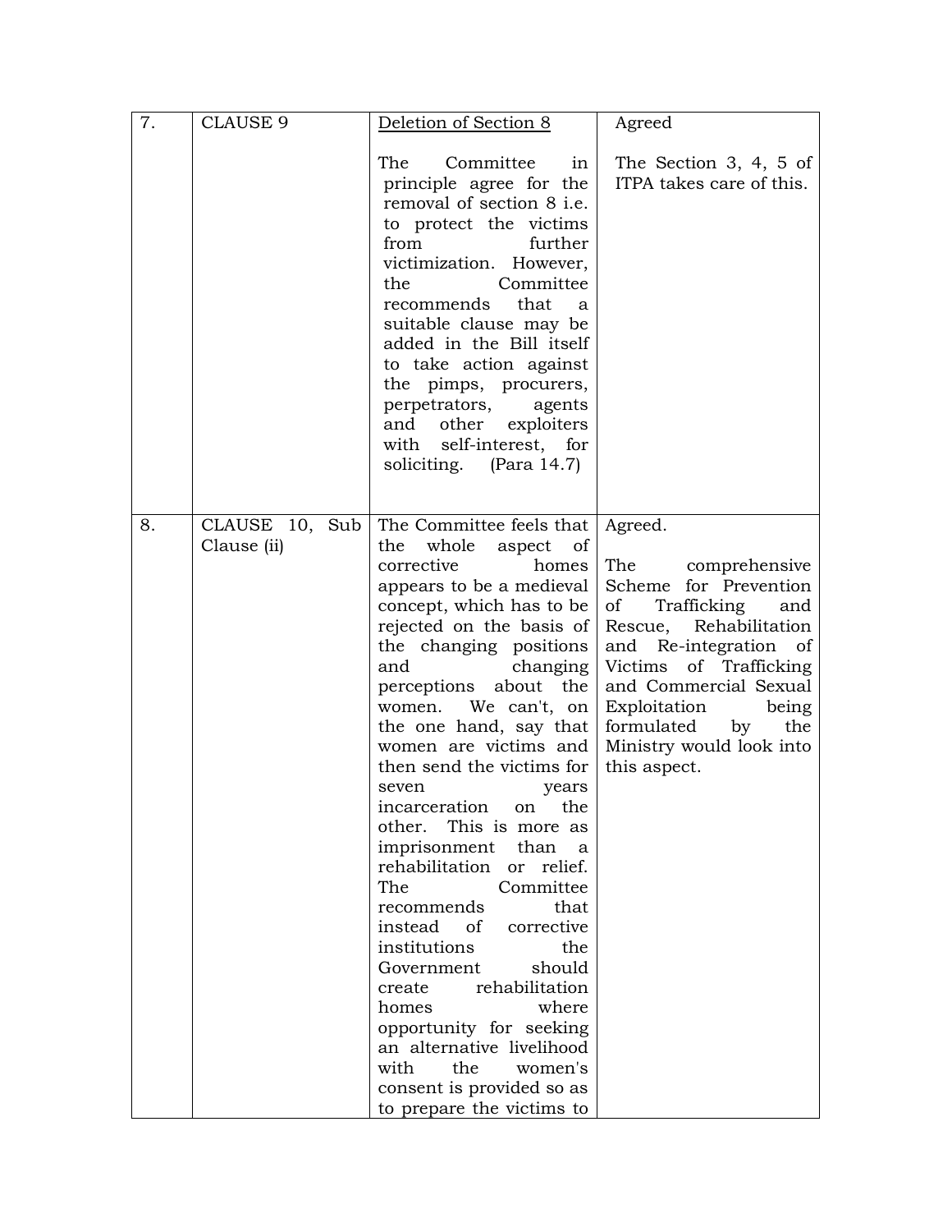| | | | |
|---|---|---|---|
| 7. | CLAUSE 9 | Deletion of Section 8<br><br>The Committee in principle agree for the removal of section 8 i.e. to protect the victims from further victimization. However, the Committee recommends that a suitable clause may be added in the Bill itself to take action against the pimps, procurers, perpetrators, agents and other exploiters with self-interest, for soliciting. (Para 14.7) | Agreed<br><br>The Section 3, 4, 5 of ITPA takes care of this. |
| 8. | CLAUSE 10, Sub Clause (ii) | The Committee feels that the whole aspect of corrective homes appears to be a medieval concept, which has to be rejected on the basis of the changing positions and changing perceptions about the women. We can't, on the one hand, say that women are victims and then send the victims for seven years incarceration on the other. This is more as imprisonment than a rehabilitation or relief. The Committee recommends that instead of corrective institutions the Government should create rehabilitation homes where opportunity for seeking an alternative livelihood with the women's consent is provided so as to prepare the victims to | Agreed.<br><br>The comprehensive Scheme for Prevention of Trafficking and Rescue, Rehabilitation and Re-integration of Victims of Trafficking and Commercial Sexual Exploitation being formulated by the Ministry would look into this aspect. |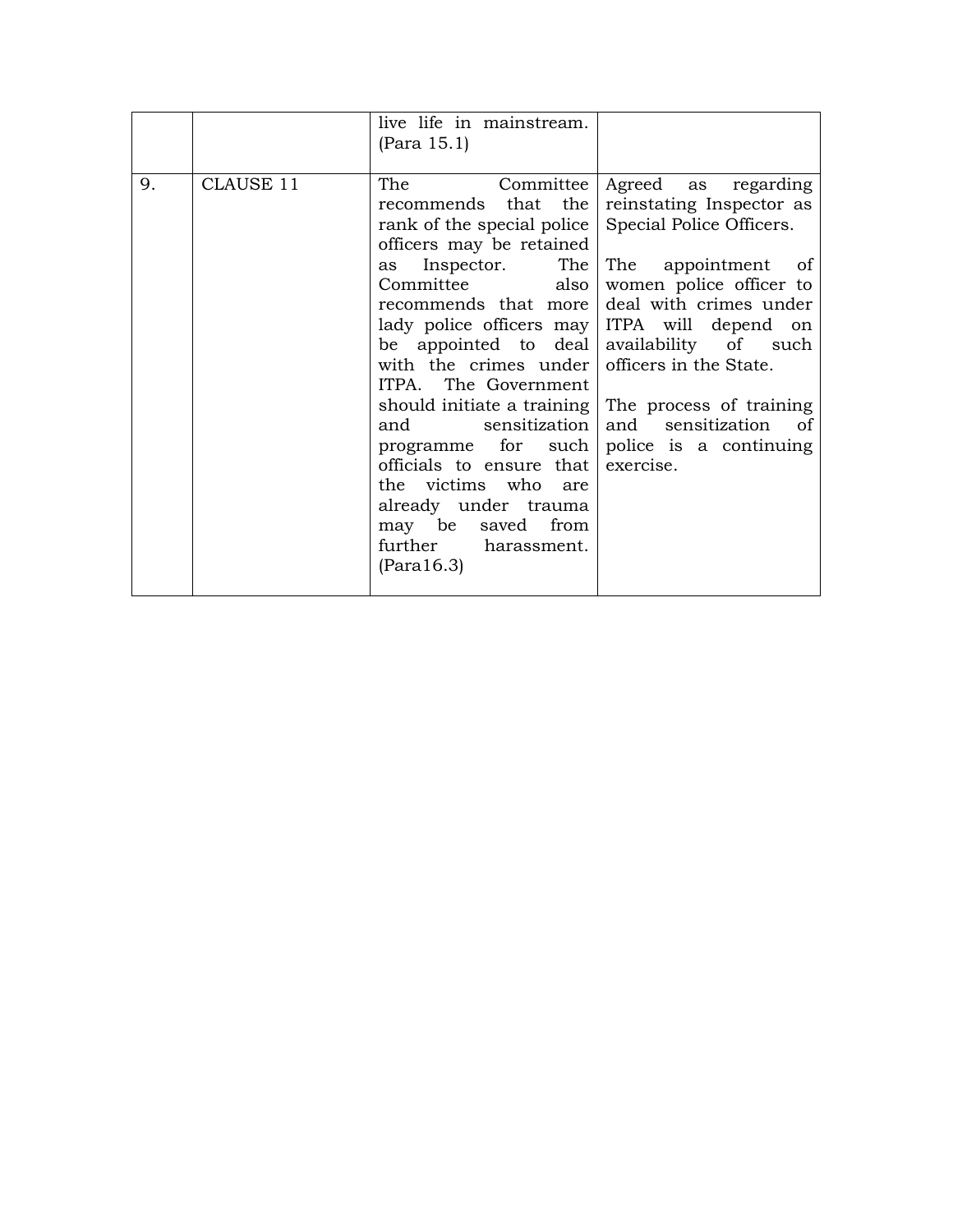| | | | |
|---|---|---|---|
| | | live life in mainstream. (Para 15.1) | |
| 9. | CLAUSE 11 | The Committee recommends that the rank of the special police officers may be retained as Inspector. The Committee also recommends that more lady police officers may be appointed to deal with the crimes under ITPA. The Government should initiate a training and sensitization programme for such officials to ensure that the victims who are already under trauma may be saved from further harassment. (Para16.3) | Agreed as regarding reinstating Inspector as Special Police Officers.<br><br>The appointment of women police officer to deal with crimes under ITPA will depend on availability of such officers in the State.<br><br>The process of training and sensitization of police is a continuing exercise. |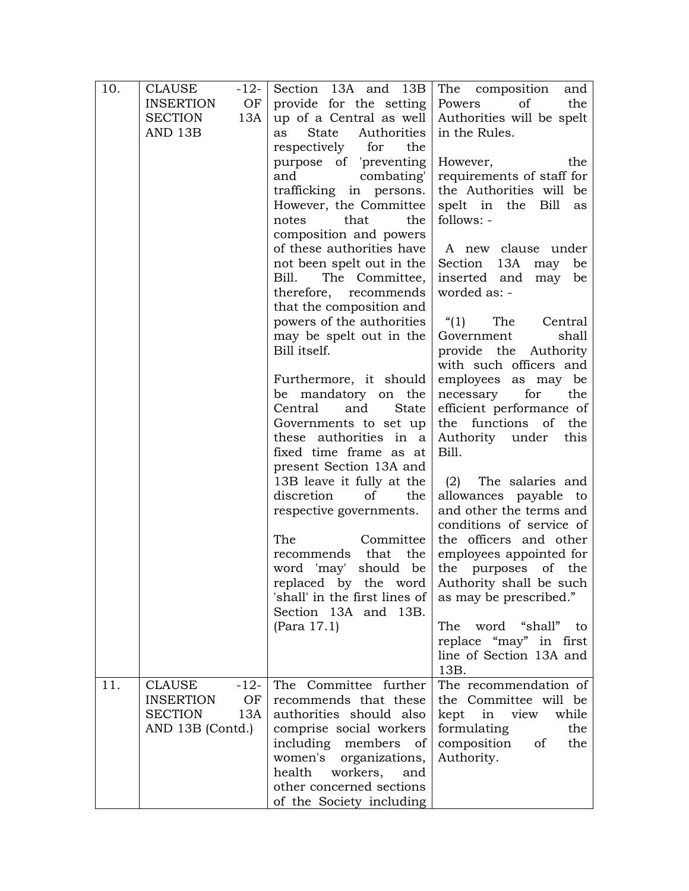| 10. | CLAUSE -12- INSERTION OF SECTION 13A AND 13B | Section 13A and 13B provide for the setting up of a Central as well as State Authorities respectively for the purpose of 'preventing and combating' trafficking in persons. However, the Committee notes that the composition and powers of these authorities have not been spelt out in the Bill. The Committee, therefore, recommends that the composition and powers of the authorities may be spelt out in the Bill itself.<br><br>Furthermore, it should be mandatory on the Central and State Governments to set up these authorities in a fixed time frame as at present Section 13A and 13B leave it fully at the discretion of the respective governments.<br><br>The Committee recommends that the word 'may' should be replaced by the word 'shall' in the first lines of Section 13A and 13B. (Para 17.1) | The composition and Powers of the Authorities will be spelt in the Rules.<br><br>However, the requirements of staff for the Authorities will be spelt in the Bill as follows: -<br><br>A new clause under Section 13A may be inserted and may be worded as: -<br><br>"(1) The Central Government shall provide the Authority with such officers and employees as may be necessary for the efficient performance of the functions of the Authority under this Bill.<br><br>(2) The salaries and allowances payable to and other the terms and conditions of service of the officers and other employees appointed for the purposes of the Authority shall be such as may be prescribed."<br><br>The word "shall" to replace "may" in first line of Section 13A and 13B. |
|---|---|---|---|
| 11. | CLAUSE -12- INSERTION OF SECTION 13A AND 13B (Contd.) | The Committee further recommends that these authorities should also comprise social workers including members of women's organizations, health workers, and other concerned sections of the Society including | The recommendation of the Committee will be kept in view while formulating the composition of the Authority. |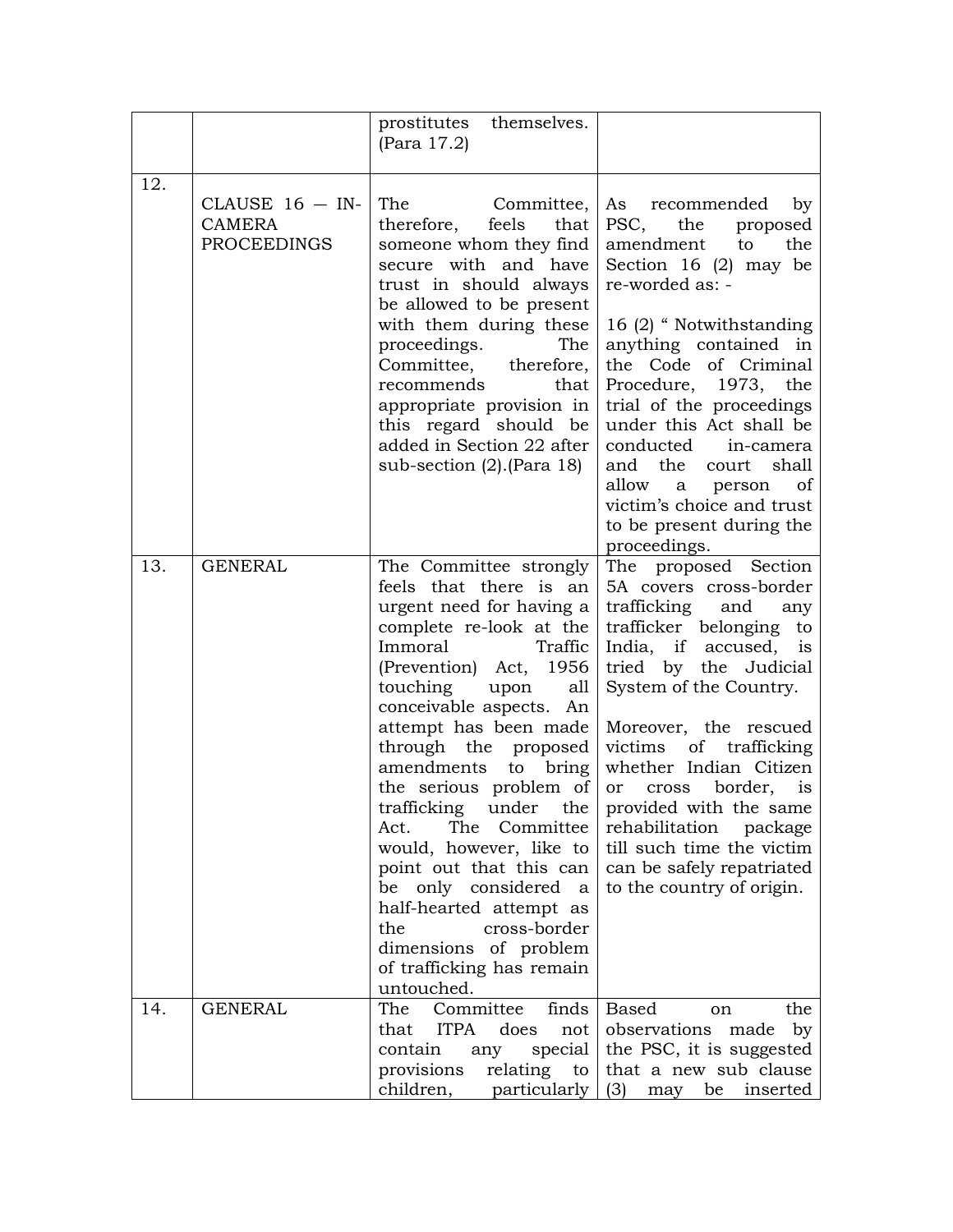| | | | |
|---|---|---|---|
| | | prostitutes themselves. (Para 17.2) | |
| 12. | CLAUSE 16 — IN-CAMERA PROCEEDINGS | The Committee, therefore, feels that someone whom they find secure with and have trust in should always be allowed to be present with them during these proceedings. The Committee, therefore, recommends that appropriate provision in this regard should be added in Section 22 after sub-section (2).(Para 18) | As recommended by PSC, the proposed amendment to the Section 16 (2) may be re-worded as: -<br><br>16 (2) " Notwithstanding anything contained in the Code of Criminal Procedure, 1973, the trial of the proceedings under this Act shall be conducted in-camera and the court shall allow a person of victim's choice and trust to be present during the proceedings. |
| 13. | GENERAL | The Committee strongly feels that there is an urgent need for having a complete re-look at the Immoral Traffic (Prevention) Act, 1956 touching upon all conceivable aspects. An attempt has been made through the proposed amendments to bring the serious problem of trafficking under the Act. The Committee would, however, like to point out that this can be only considered a half-hearted attempt as the cross-border dimensions of problem of trafficking has remain untouched. | The proposed Section 5A covers cross-border trafficking and any trafficker belonging to India, if accused, is tried by the Judicial System of the Country.<br><br>Moreover, the rescued victims of trafficking whether Indian Citizen or cross border, is provided with the same rehabilitation package till such time the victim can be safely repatriated to the country of origin. |
| 14. | GENERAL | The Committee finds that ITPA does not contain any special provisions relating to children, particularly | Based on the observations made by the PSC, it is suggested that a new sub clause (3) may be inserted |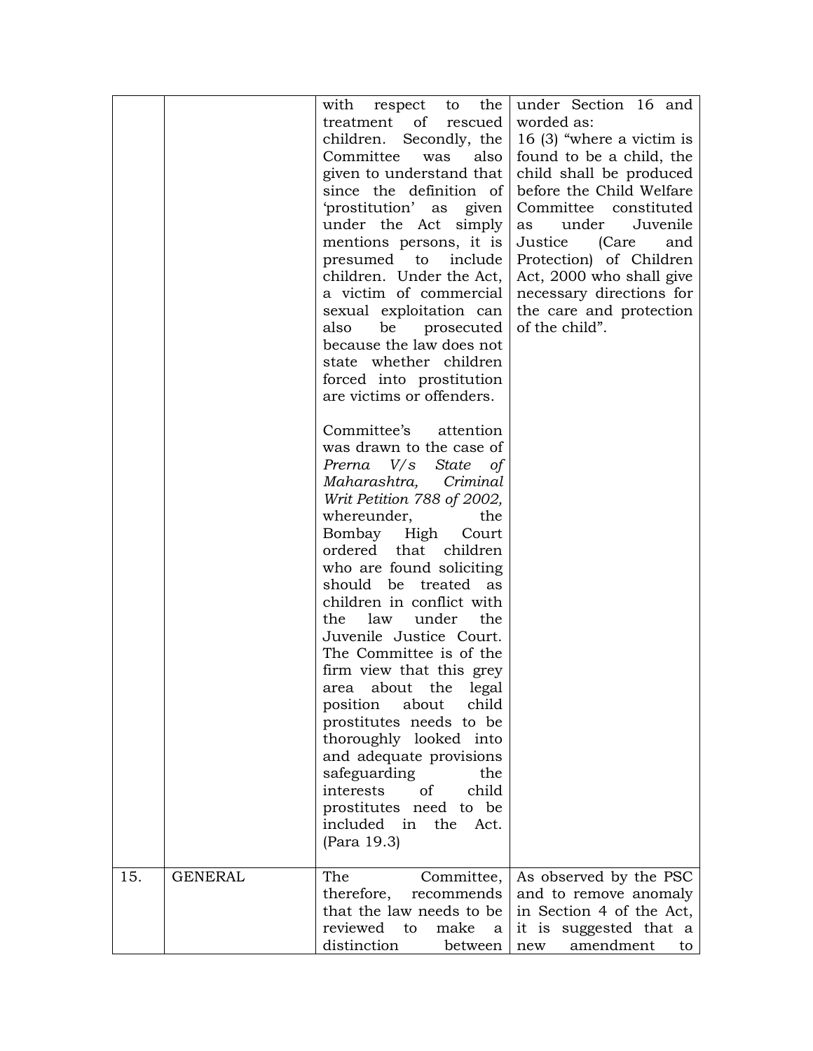| | | | |
|---|---|---|---|
| | | with respect to the treatment of rescued children. Secondly, the Committee was also given to understand that since the definition of 'prostitution' as given under the Act simply mentions persons, it is presumed to include children. Under the Act, a victim of commercial sexual exploitation can also be prosecuted because the law does not state whether children forced into prostitution are victims or offenders.<br><br>Committee's attention was drawn to the case of *Prerna V/s State of Maharashtra, Criminal Writ Petition 788 of 2002,* whereunder, the Bombay High Court ordered that children who are found soliciting should be treated as children in conflict with the law under the Juvenile Justice Court. The Committee is of the firm view that this grey area about the legal position about child prostitutes needs to be thoroughly looked into and adequate provisions safeguarding the interests of child prostitutes need to be included in the Act. (Para 19.3) | under Section 16 and worded as:<br>16 (3) "where a victim is found to be a child, the child shall be produced before the Child Welfare Committee constituted as under Juvenile Justice (Care and Protection) of Children Act, 2000 who shall give necessary directions for the care and protection of the child". |
| 15. | GENERAL | The Committee, therefore, recommends that the law needs to be reviewed to make a distinction between | As observed by the PSC and to remove anomaly in Section 4 of the Act, it is suggested that a new amendment to |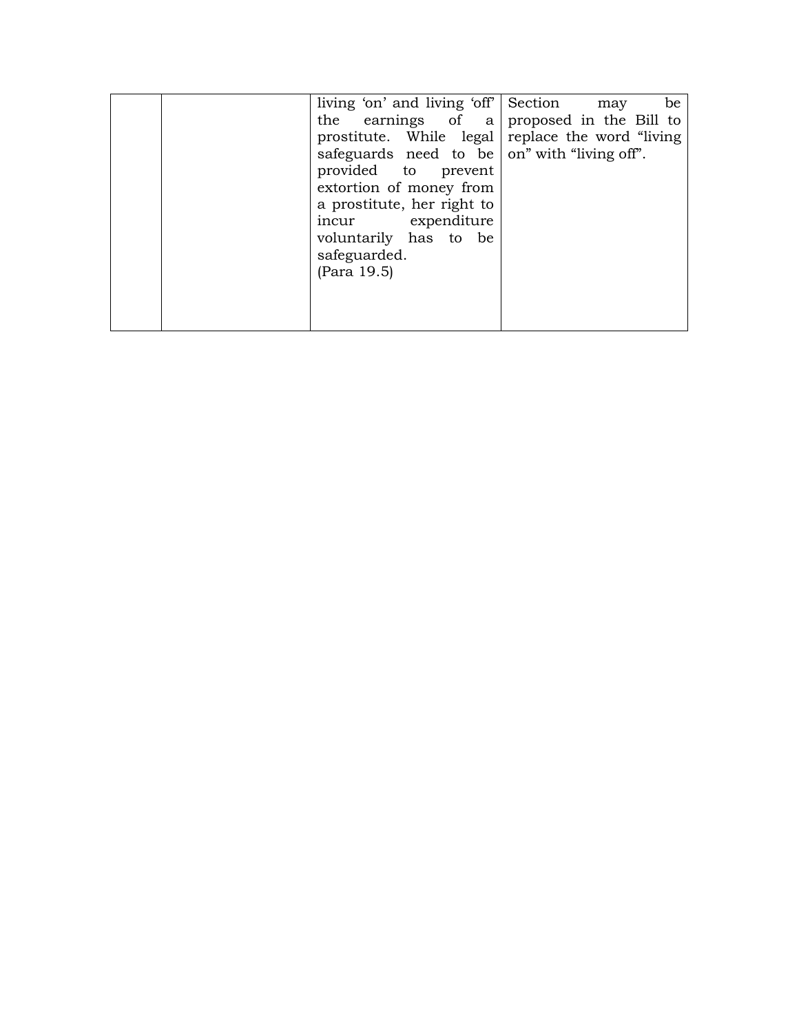| | | | |
|---|---|---|---|
| | | living 'on' and living 'off' the earnings of a prostitute. While legal safeguards need to be provided to prevent extortion of money from a prostitute, her right to incur expenditure voluntarily has to be safeguarded.<br>(Para 19.5) | Section may be proposed in the Bill to replace the word "living on" with "living off". |